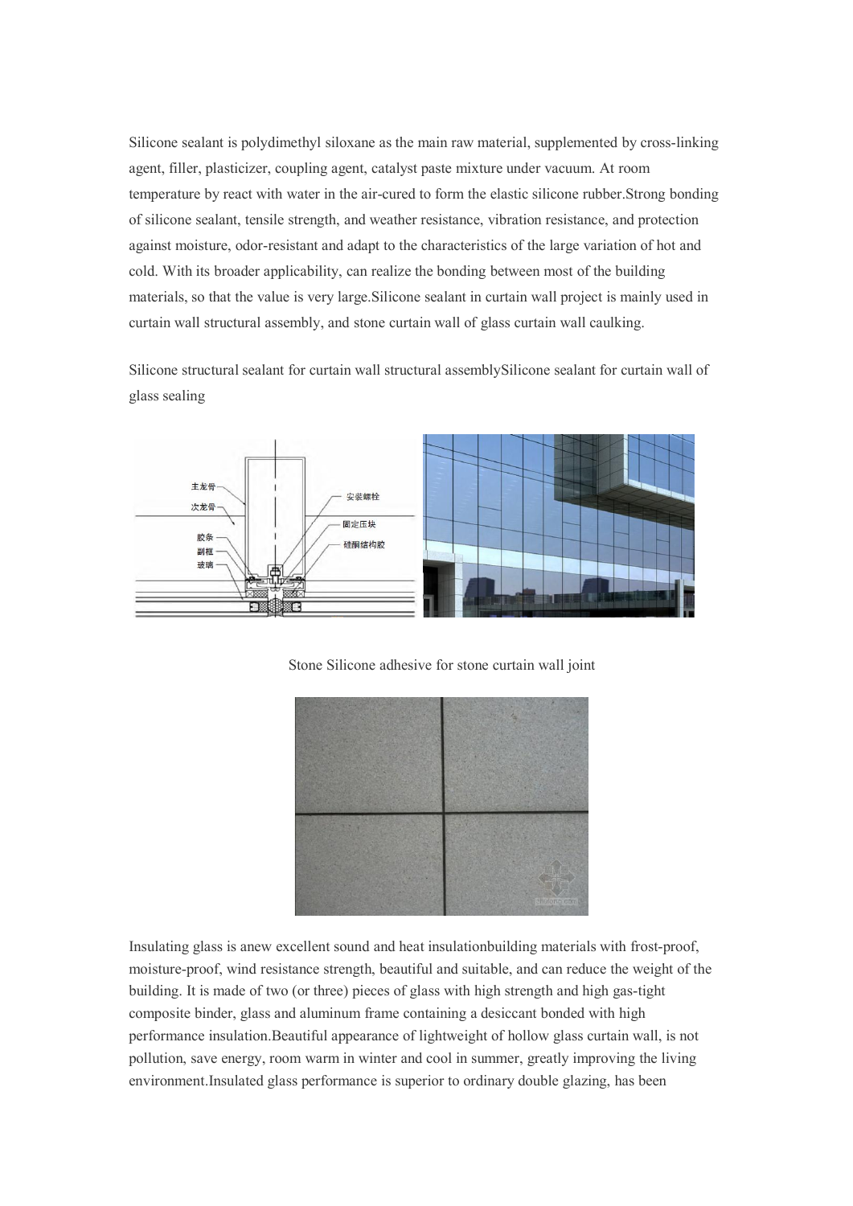Silicone sealant is polydimethyl siloxane as the main raw material, supplemented by cross-linking agent, filler, plasticizer, coupling agent, catalyst paste mixture under vacuum. At room temperature by react with water in the air-cured to form the elastic silicone rubber.Strong bonding of silicone sealant, tensile strength, and weather resistance, vibration resistance, and protection against moisture, odor-resistant and adapt to the characteristics of the large variation of hot and cold. With its broader applicability, can realize the bonding between most of the building materials, so that the value is very large.Silicone sealant in curtain wall project is mainly used in curtain wall structural assembly, and stone curtain wall of glass curtain wall caulking.

Silicone structural sealant for curtain wall structural assemblySilicone sealant for curtain wall of glass sealing

Stone Silicone adhesive for stone curtain wall joint

Insulating glass is anew excellent sound and heat insulationbuilding materials with frost-proof, moisture-proof, wind resistance strength, beautiful and suitable, and can reduce the weight of the building. It is made of two (or three) pieces of glass with high strength and high gas-tight composite binder, glass and aluminum frame containing a desiccant bonded with high performance insulation.Beautiful appearance of lightweight of hollow glass curtain wall, is not pollution, save energy, room warm in winter and cool in summer, greatly improving the living environment.Insulated glass performance is superior to ordinary double glazing, has been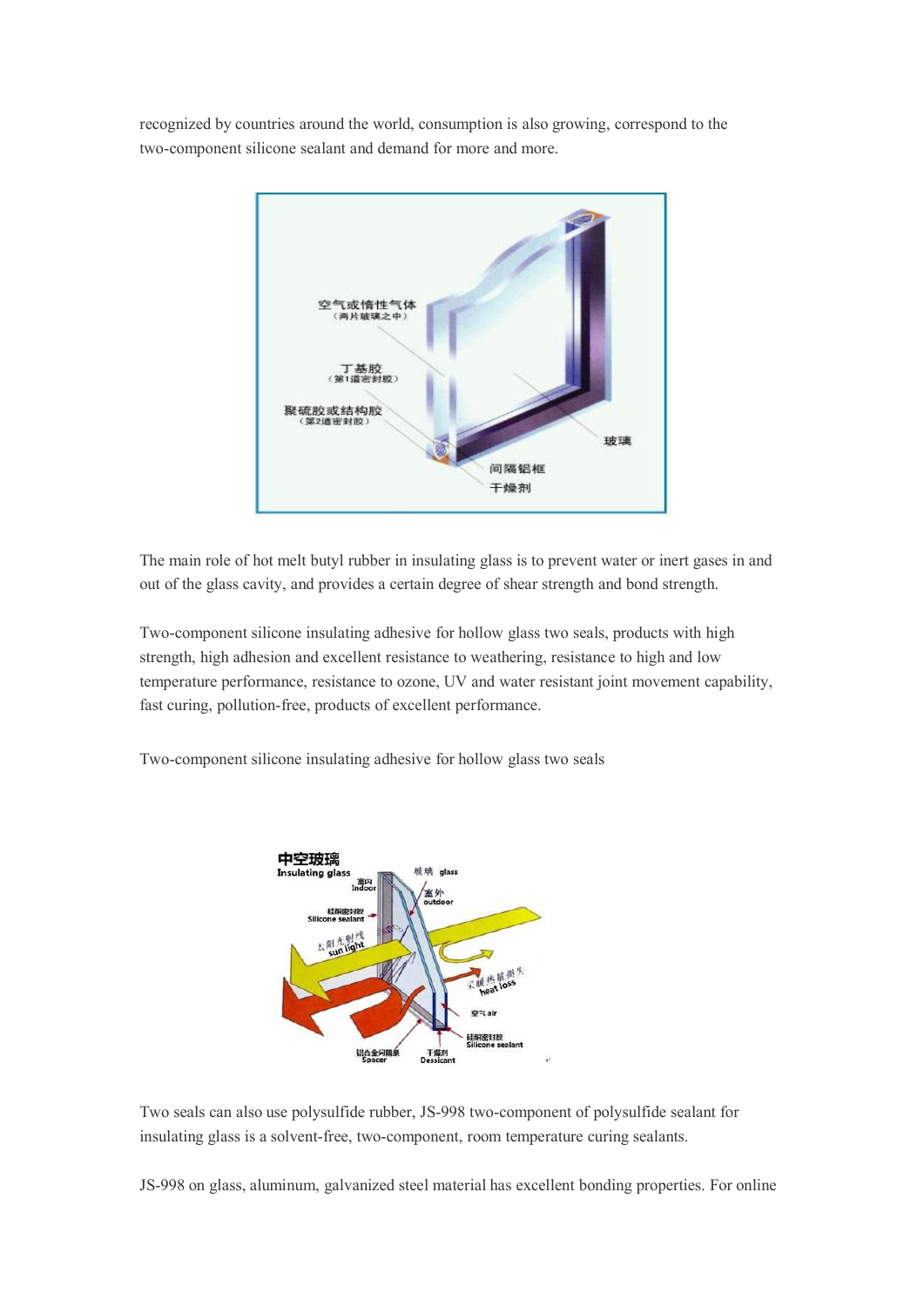recognized by countries around the world, consumption is also growing, correspond to the two-component silicone sealant and demand for more and more.

The main role of hot melt butyl rubber in insulating glass is to prevent water or inert gases in and out of the glass cavity, and provides a certain degree of shear strength and bond strength.

Two-component silicone insulating adhesive for hollow glass two seals, products with high strength, high adhesion and excellent resistance to weathering, resistance to high and low temperature performance, resistance to ozone, UV and water resistant joint movement capability, fast curing, pollution-free, products of excellent performance.

Two-component silicone insulating adhesive for hollow glass two seals

Two seals can also use polysulfide rubber, JS-998 two-component of polysulfide sealant for insulating glass is a solvent-free, two-component, room temperature curing sealants.

JS-998 on glass, aluminum, galvanized steel material has excellent bonding properties. For online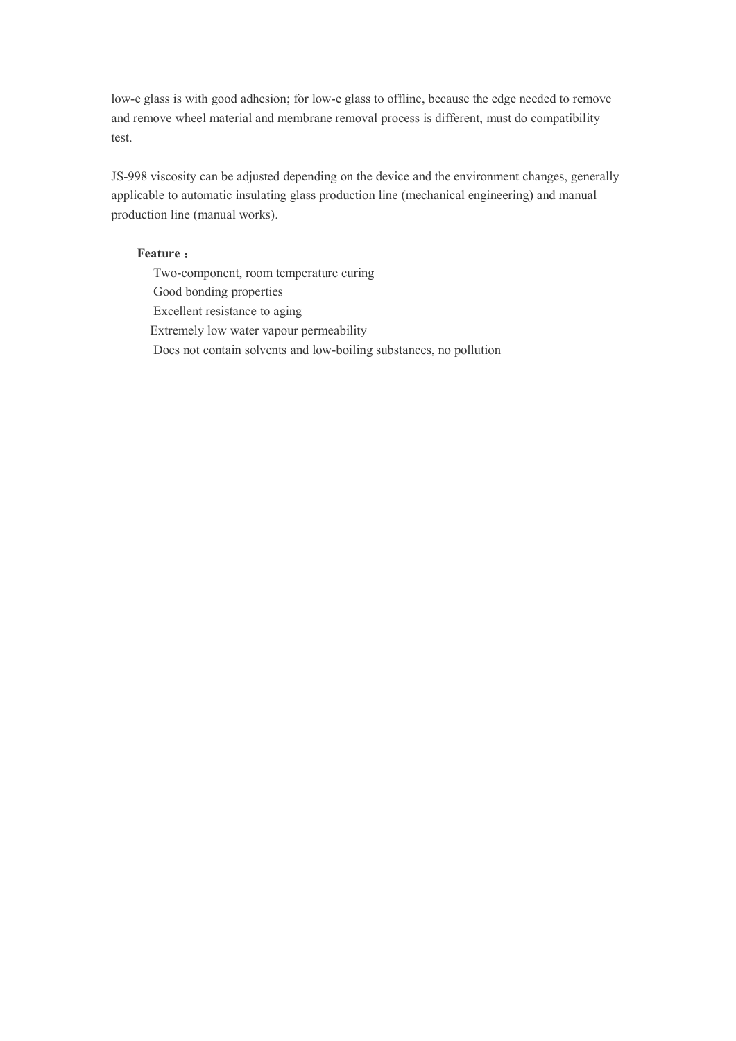low-e glass is with good adhesion; for low-e glass to offline, because the edge needed to remove and remove wheel material and membrane removal process is different, must do compatibility test.

JS-998 viscosity can be adjusted depending on the device and the environment changes, generally applicable to automatic insulating glass production line (mechanical engineering) and manual production line (manual works).

**Feature：**

Two-component, room temperature curing

Good bonding properties

Excellent resistance to aging

Extremely low water vapour permeability

Does not contain solvents and low-boiling substances, no pollution